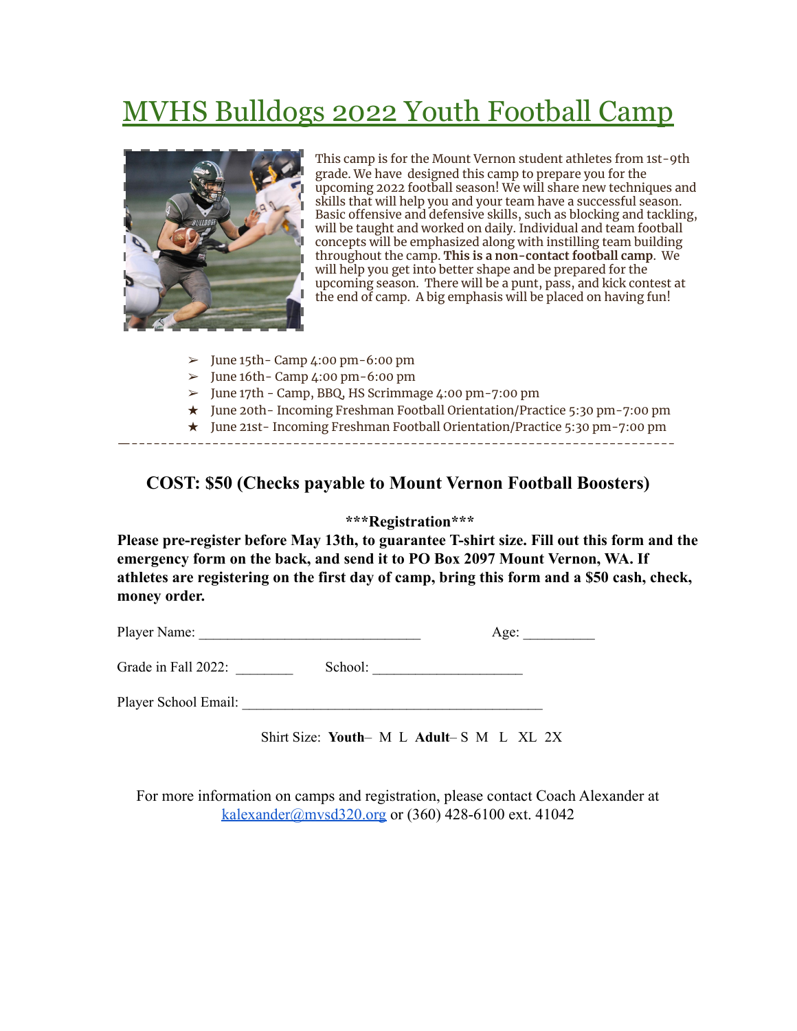# MVHS Bulldogs 2022 Youth Football Camp

This camp is for the Mount Vernon student athletes from 1st-9th grade. We have designed this camp to prepare you for the upcoming 2022 football season! We will share new techniques and skills that will help you and your team have a successful season. Basic offensive and defensive skills, such as blocking and tackling, will be taught and worked on daily. Individual and team football concepts will be emphasized along with instilling team building throughout the camp. **This is a non-contact football camp**. We will help you get into better shape and be prepared for the upcoming season. There will be a punt, pass, and kick contest at the end of camp. A big emphasis will be placed on having fun!

- ➢ June 15th- Camp 4:00 pm-6:00 pm
- ➢ June 16th- Camp 4:00 pm-6:00 pm
- ➢ June 17th - Camp, BBQ, HS Scrimmage 4:00 pm-7:00 pm
- ★ June 20th- Incoming Freshman Football Orientation/Practice 5:30 pm-7:00 pm
- ★ June 21st- Incoming Freshman Football Orientation/Practice 5:30 pm-7:00 pm

---

**COST: $50 (Checks payable to Mount Vernon Football Boosters)**

**\*\*\*Registration\*\*\***

**Please pre-register before May 13th, to guarantee T-shirt size. Fill out this form and the emergency form on the back, and send it to PO Box 2097 Mount Vernon, WA. If athletes are registering on the first day of camp, bring this form and a $50 cash, check, money order.**

Player Name: _______________________________ Age: __________

Grade in Fall 2022: ________ School: _____________________

Player School Email: __________________________________________

Shirt Size: **Youth**– M L **Adult**– S M L XL 2X

For more information on camps and registration, please contact Coach Alexander at kalexander@mvsd320.org or (360) 428-6100 ext. 41042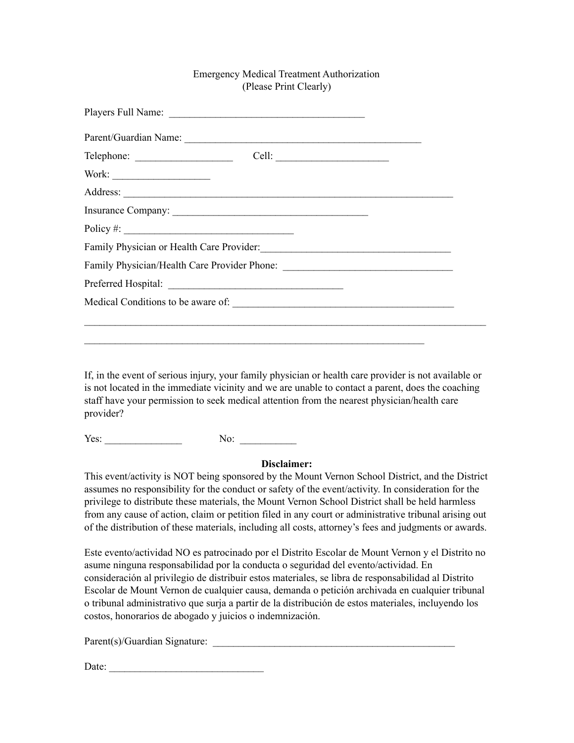Emergency Medical Treatment Authorization
(Please Print Clearly)

Players Full Name: ______________________________________

Parent/Guardian Name: ______________________________________________

Telephone: ___________________ Cell: _____________________

Work: ___________________

Address: _______________________________________________________________

Insurance Company: ______________________________________

Policy #: _________________________________

Family Physician or Health Care Provider:_____________________________________

Family Physician/Health Care Provider Phone: _________________________________

Preferred Hospital: _________________________________

Medical Conditions to be aware of: ___________________________________________

_______________________________________________________________________________

__________________________________________________________________

If, in the event of serious injury, your family physician or health care provider is not available or is not located in the immediate vicinity and we are unable to contact a parent, does the coaching staff have your permission to seek medical attention from the nearest physician/health care provider?

Yes: _______________ No: ___________

**Disclaimer:**

This event/activity is NOT being sponsored by the Mount Vernon School District, and the District assumes no responsibility for the conduct or safety of the event/activity. In consideration for the privilege to distribute these materials, the Mount Vernon School District shall be held harmless from any cause of action, claim or petition filed in any court or administrative tribunal arising out of the distribution of these materials, including all costs, attorney's fees and judgments or awards.

Este evento/actividad NO es patrocinado por el Distrito Escolar de Mount Vernon y el Distrito no asume ninguna responsabilidad por la conducta o seguridad del evento/actividad. En consideración al privilegio de distribuir estos materiales, se libra de responsabilidad al Distrito Escolar de Mount Vernon de cualquier causa, demanda o petición archivada en cualquier tribunal o tribunal administrativo que surja a partir de la distribución de estos materiales, incluyendo los costos, honorarios de abogado y juicios o indemnización.

Parent(s)/Guardian Signature: _______________________________________________

Date: ______________________________